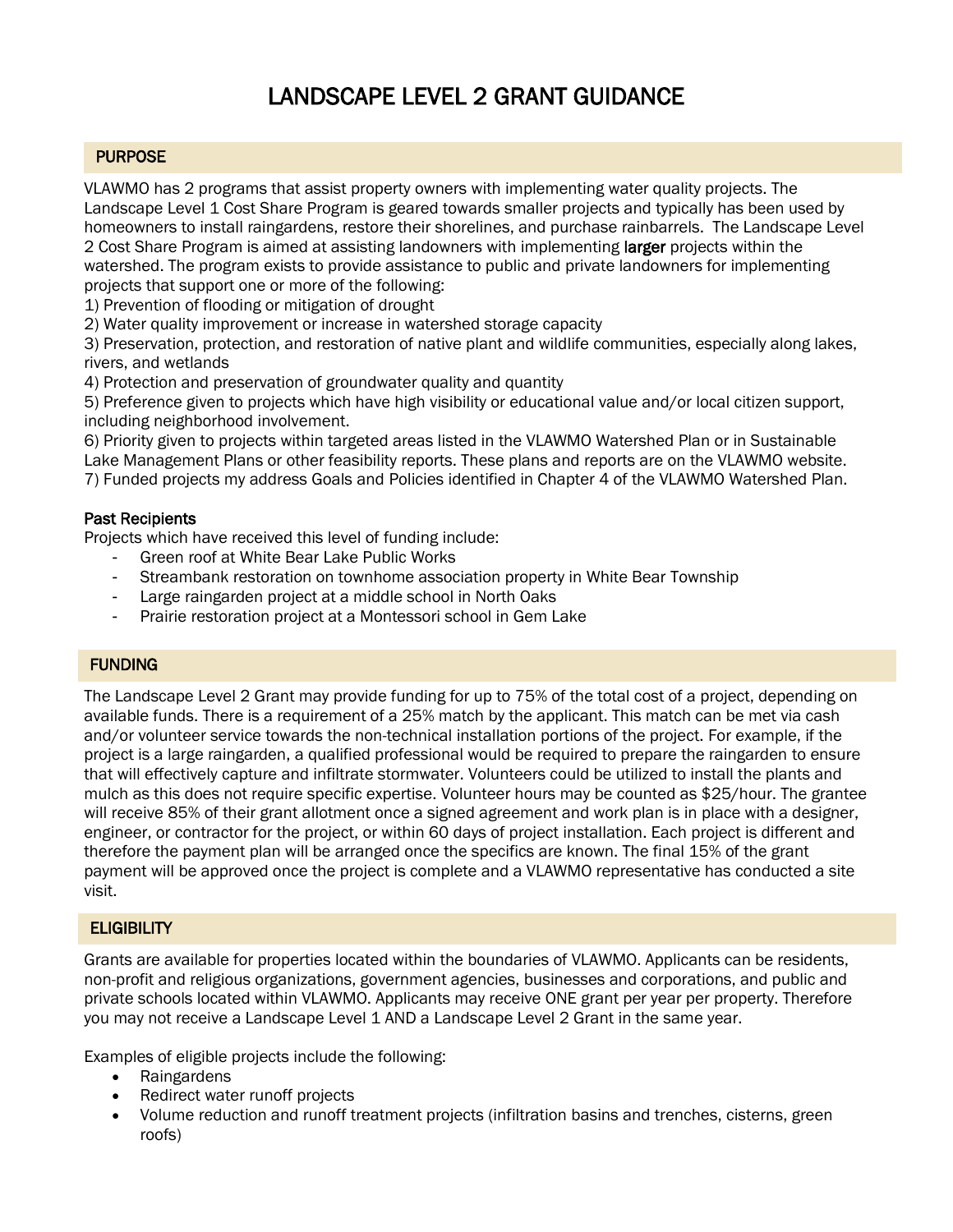# LANDSCAPE LEVEL 2 GRANT GUIDANCE

## PURPOSE

VLAWMO has 2 programs that assist property owners with implementing water quality projects. The Landscape Level 1 Cost Share Program is geared towards smaller projects and typically has been used by homeowners to install raingardens, restore their shorelines, and purchase rainbarrels. The Landscape Level 2 Cost Share Program is aimed at assisting landowners with implementing **larger** projects within the watershed. The program exists to provide assistance to public and private landowners for implementing projects that support one or more of the following:

1) Prevention of flooding or mitigation of drought
2) Water quality improvement or increase in watershed storage capacity
3) Preservation, protection, and restoration of native plant and wildlife communities, especially along lakes, rivers, and wetlands
4) Protection and preservation of groundwater quality and quantity
5) Preference given to projects which have high visibility or educational value and/or local citizen support, including neighborhood involvement.
6) Priority given to projects within targeted areas listed in the VLAWMO Watershed Plan or in Sustainable Lake Management Plans or other feasibility reports. These plans and reports are on the VLAWMO website.
7) Funded projects my address Goals and Policies identified in Chapter 4 of the VLAWMO Watershed Plan.

### Past Recipients

Projects which have received this level of funding include:

- Green roof at White Bear Lake Public Works
- Streambank restoration on townhome association property in White Bear Township
- Large raingarden project at a middle school in North Oaks
- Prairie restoration project at a Montessori school in Gem Lake

## FUNDING

The Landscape Level 2 Grant may provide funding for up to 75% of the total cost of a project, depending on available funds. There is a requirement of a 25% match by the applicant. This match can be met via cash and/or volunteer service towards the non-technical installation portions of the project. For example, if the project is a large raingarden, a qualified professional would be required to prepare the raingarden to ensure that will effectively capture and infiltrate stormwater. Volunteers could be utilized to install the plants and mulch as this does not require specific expertise. Volunteer hours may be counted as $25/hour. The grantee will receive 85% of their grant allotment once a signed agreement and work plan is in place with a designer, engineer, or contractor for the project, or within 60 days of project installation. Each project is different and therefore the payment plan will be arranged once the specifics are known. The final 15% of the grant payment will be approved once the project is complete and a VLAWMO representative has conducted a site visit.

## ELIGIBILITY

Grants are available for properties located within the boundaries of VLAWMO. Applicants can be residents, non-profit and religious organizations, government agencies, businesses and corporations, and public and private schools located within VLAWMO. Applicants may receive ONE grant per year per property. Therefore you may not receive a Landscape Level 1 AND a Landscape Level 2 Grant in the same year.

Examples of eligible projects include the following:

- Raingardens
- Redirect water runoff projects
- Volume reduction and runoff treatment projects (infiltration basins and trenches, cisterns, green roofs)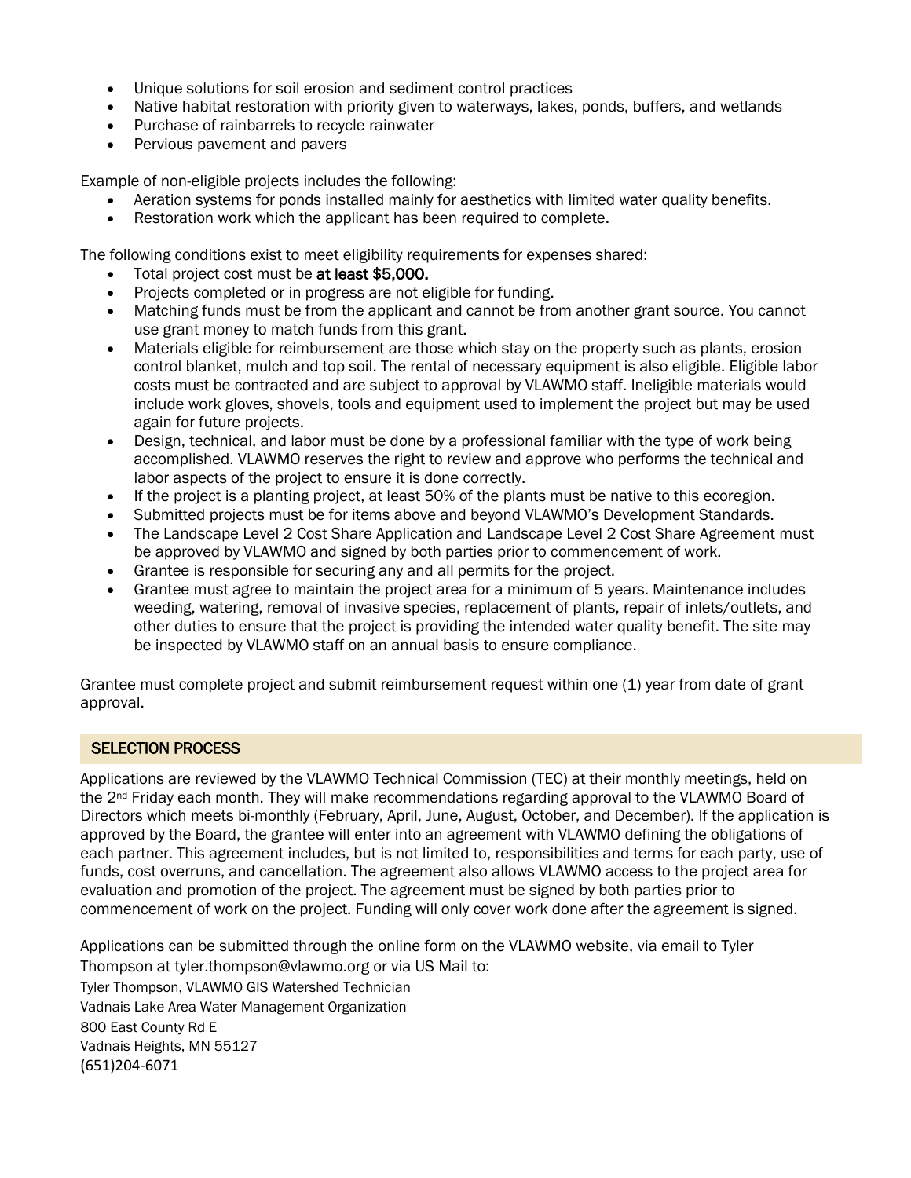- Unique solutions for soil erosion and sediment control practices
- Native habitat restoration with priority given to waterways, lakes, ponds, buffers, and wetlands
- Purchase of rainbarrels to recycle rainwater
- Pervious pavement and pavers

Example of non-eligible projects includes the following:

- Aeration systems for ponds installed mainly for aesthetics with limited water quality benefits.
- Restoration work which the applicant has been required to complete.

The following conditions exist to meet eligibility requirements for expenses shared:

- Total project cost must be **at least $5,000.**
- Projects completed or in progress are not eligible for funding.
- Matching funds must be from the applicant and cannot be from another grant source. You cannot use grant money to match funds from this grant.
- Materials eligible for reimbursement are those which stay on the property such as plants, erosion control blanket, mulch and top soil. The rental of necessary equipment is also eligible. Eligible labor costs must be contracted and are subject to approval by VLAWMO staff. Ineligible materials would include work gloves, shovels, tools and equipment used to implement the project but may be used again for future projects.
- Design, technical, and labor must be done by a professional familiar with the type of work being accomplished. VLAWMO reserves the right to review and approve who performs the technical and labor aspects of the project to ensure it is done correctly.
- If the project is a planting project, at least 50% of the plants must be native to this ecoregion.
- Submitted projects must be for items above and beyond VLAWMO's Development Standards.
- The Landscape Level 2 Cost Share Application and Landscape Level 2 Cost Share Agreement must be approved by VLAWMO and signed by both parties prior to commencement of work.
- Grantee is responsible for securing any and all permits for the project.
- Grantee must agree to maintain the project area for a minimum of 5 years. Maintenance includes weeding, watering, removal of invasive species, replacement of plants, repair of inlets/outlets, and other duties to ensure that the project is providing the intended water quality benefit. The site may be inspected by VLAWMO staff on an annual basis to ensure compliance.

Grantee must complete project and submit reimbursement request within one (1) year from date of grant approval.

## SELECTION PROCESS

Applications are reviewed by the VLAWMO Technical Commission (TEC) at their monthly meetings, held on the 2nd Friday each month. They will make recommendations regarding approval to the VLAWMO Board of Directors which meets bi-monthly (February, April, June, August, October, and December). If the application is approved by the Board, the grantee will enter into an agreement with VLAWMO defining the obligations of each partner. This agreement includes, but is not limited to, responsibilities and terms for each party, use of funds, cost overruns, and cancellation. The agreement also allows VLAWMO access to the project area for evaluation and promotion of the project. The agreement must be signed by both parties prior to commencement of work on the project. Funding will only cover work done after the agreement is signed.

Applications can be submitted through the online form on the VLAWMO website, via email to Tyler Thompson at tyler.thompson@vlawmo.org or via US Mail to:

Tyler Thompson, VLAWMO GIS Watershed Technician
Vadnais Lake Area Water Management Organization
800 East County Rd E
Vadnais Heights, MN 55127
(651)204-6071